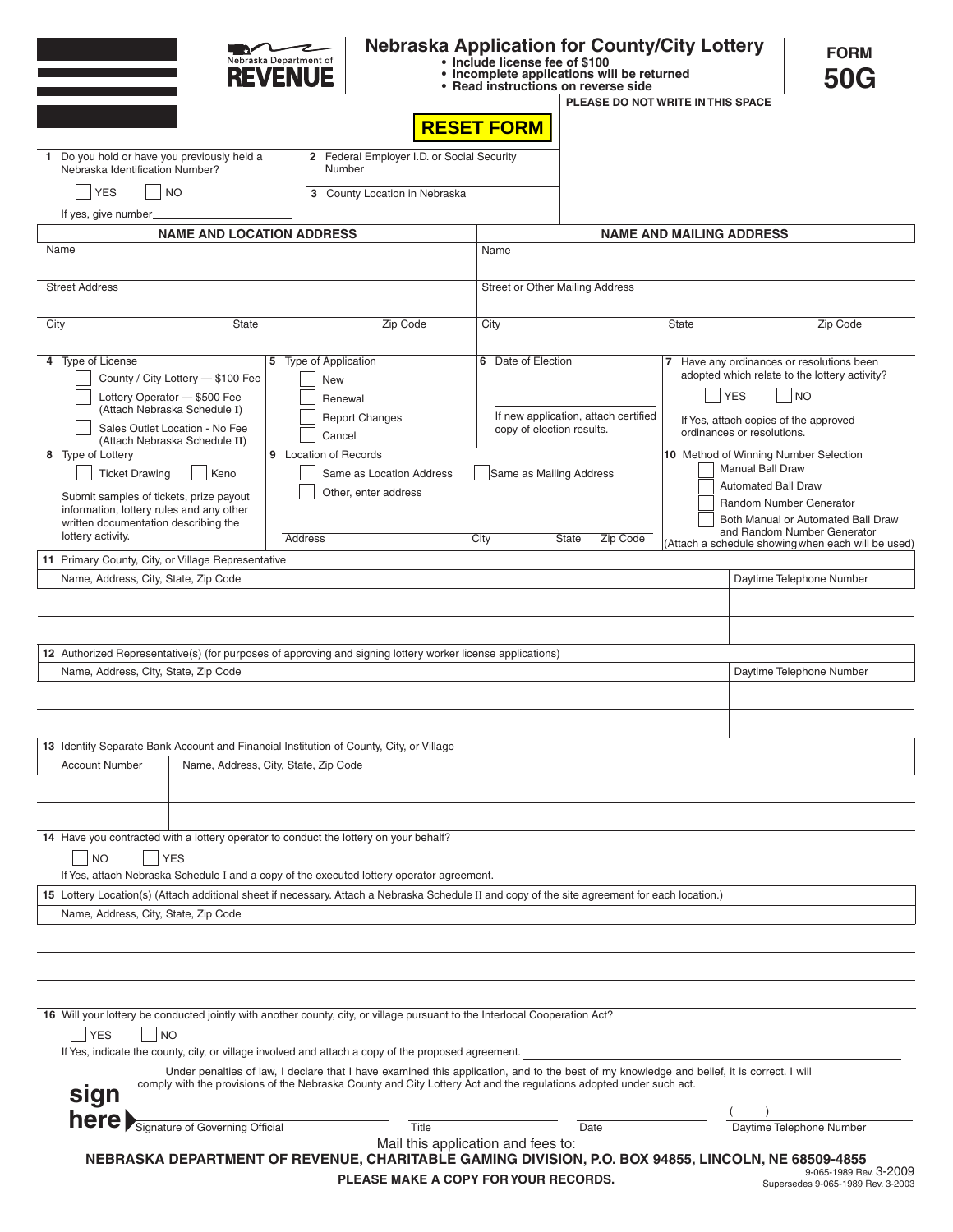Nebraska Department of **REVENUE**

# Nebraska Application for County/City Lottery

- **Include license fee of $100**
- **Incomplete applications will be returned**
- **Read instructions on reverse side**

**FORM 50G**

**PLEASE DO NOT WRITE IN THIS SPACE**

**RESET FORM**

**1** Do you hold or have you previously held a Nebraska Identification Number?

☐ YES ☐ NO

If yes, give number\_\_\_\_\_\_\_\_\_\_\_\_\_\_\_\_\_\_

**2** Federal Employer I.D. or Social Security Number

**3** County Location in Nebraska

| NAME AND LOCATION ADDRESS | | | NAME AND MAILING ADDRESS | | |
|---|---|---|---|---|---|
| Name | | | Name | | |
| Street Address | | | Street or Other Mailing Address | | |
| City | State | Zip Code | City | State | Zip Code |

**4** Type of License

☐ County / City Lottery — $100 Fee

☐ Lottery Operator — $500 Fee (Attach Nebraska Schedule I)

☐ Sales Outlet Location - No Fee (Attach Nebraska Schedule II)

**5** Type of Application

☐ New

☐ Renewal

☐ Report Changes

☐ Cancel

**6** Date of Election

If new application, attach certified copy of election results.

**7** Have any ordinances or resolutions been adopted which relate to the lottery activity?

☐ YES ☐ NO

If Yes, attach copies of the approved ordinances or resolutions.

**8** Type of Lottery

☐ Ticket Drawing ☐ Keno

Submit samples of tickets, prize payout information, lottery rules and any other written documentation describing the lottery activity.

**9** Location of Records

☐ Same as Location Address ☐ Same as Mailing Address

☐ Other, enter address

Address \_\_\_\_\_\_\_\_ City \_\_\_\_\_\_\_\_ State \_\_\_\_\_\_\_\_ Zip Code \_\_\_\_\_\_\_\_

**10** Method of Winning Number Selection

☐ Manual Ball Draw

☐ Automated Ball Draw

☐ Random Number Generator

☐ Both Manual or Automated Ball Draw and Random Number Generator

(Attach a schedule showing when each will be used)

**11** Primary County, City, or Village Representative

| Name, Address, City, State, Zip Code | Daytime Telephone Number |
|---|---|
| | |
| | |

**12** Authorized Representative(s) (for purposes of approving and signing lottery worker license applications)

| Name, Address, City, State, Zip Code | Daytime Telephone Number |
|---|---|
| | |
| | |

**13** Identify Separate Bank Account and Financial Institution of County, City, or Village

| Account Number | Name, Address, City, State, Zip Code |
|---|---|
| | |
| | |

**14** Have you contracted with a lottery operator to conduct the lottery on your behalf?

☐ NO ☐ YES

If Yes, attach Nebraska Schedule I and a copy of the executed lottery operator agreement.

**15** Lottery Location(s) (Attach additional sheet if necessary. Attach a Nebraska Schedule II and copy of the site agreement for each location.)

| Name, Address, City, State, Zip Code |
|---|
| |
| |
| |

**16** Will your lottery be conducted jointly with another county, city, or village pursuant to the Interlocal Cooperation Act?

☐ YES ☐ NO

If Yes, indicate the county, city, or village involved and attach a copy of the proposed agreement. \_\_\_\_\_\_\_\_\_\_\_\_\_\_\_\_\_\_\_\_\_\_\_\_

Under penalties of law, I declare that I have examined this application, and to the best of my knowledge and belief, it is correct. I will comply with the provisions of the Nebraska County and City Lottery Act and the regulations adopted under such act.

**sign here**

| Signature of Governing Official | Title | Date | ( ) Daytime Telephone Number |
|---|---|---|---|

Mail this application and fees to:

**NEBRASKA DEPARTMENT OF REVENUE, CHARITABLE GAMING DIVISION, P.O. BOX 94855, LINCOLN, NE 68509-4855**

**PLEASE MAKE A COPY FOR YOUR RECORDS.**

9-065-1989 Rev. 3-2009
Supersedes 9-065-1989 Rev. 3-2003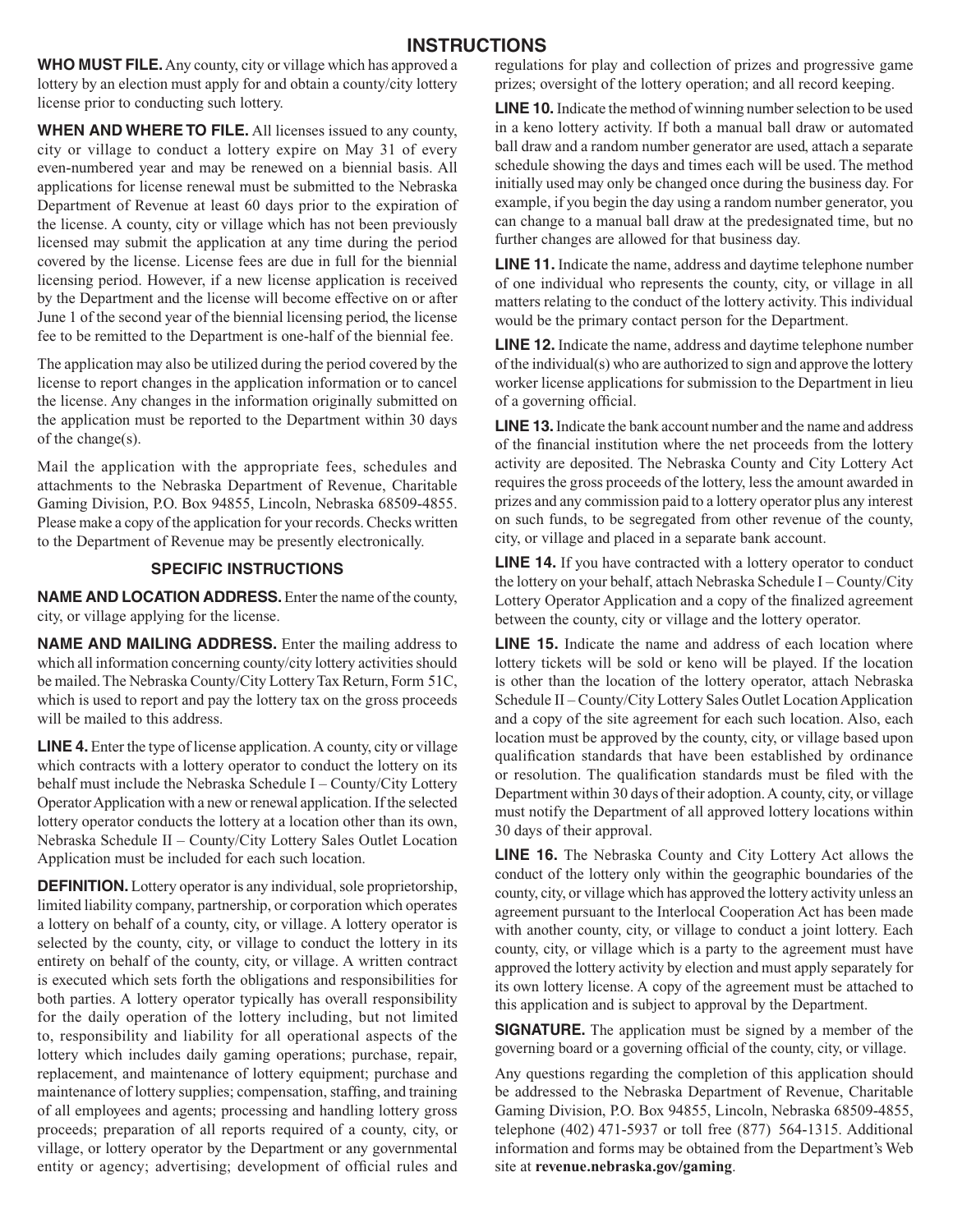# INSTRUCTIONS

**WHO MUST FILE.** Any county, city or village which has approved a lottery by an election must apply for and obtain a county/city lottery license prior to conducting such lottery.

**WHEN AND WHERE TO FILE.** All licenses issued to any county, city or village to conduct a lottery expire on May 31 of every even-numbered year and may be renewed on a biennial basis. All applications for license renewal must be submitted to the Nebraska Department of Revenue at least 60 days prior to the expiration of the license. A county, city or village which has not been previously licensed may submit the application at any time during the period covered by the license. License fees are due in full for the biennial licensing period. However, if a new license application is received by the Department and the license will become effective on or after June 1 of the second year of the biennial licensing period, the license fee to be remitted to the Department is one-half of the biennial fee.

The application may also be utilized during the period covered by the license to report changes in the application information or to cancel the license. Any changes in the information originally submitted on the application must be reported to the Department within 30 days of the change(s).

Mail the application with the appropriate fees, schedules and attachments to the Nebraska Department of Revenue, Charitable Gaming Division, P.O. Box 94855, Lincoln, Nebraska 68509-4855. Please make a copy of the application for your records. Checks written to the Department of Revenue may be presently electronically.

## SPECIFIC INSTRUCTIONS

**NAME AND LOCATION ADDRESS.** Enter the name of the county, city, or village applying for the license.

**NAME AND MAILING ADDRESS.** Enter the mailing address to which all information concerning county/city lottery activities should be mailed. The Nebraska County/City Lottery Tax Return, Form 51C, which is used to report and pay the lottery tax on the gross proceeds will be mailed to this address.

**LINE 4.** Enter the type of license application. A county, city or village which contracts with a lottery operator to conduct the lottery on its behalf must include the Nebraska Schedule I – County/City Lottery Operator Application with a new or renewal application. If the selected lottery operator conducts the lottery at a location other than its own, Nebraska Schedule II – County/City Lottery Sales Outlet Location Application must be included for each such location.

**DEFINITION.** Lottery operator is any individual, sole proprietorship, limited liability company, partnership, or corporation which operates a lottery on behalf of a county, city, or village. A lottery operator is selected by the county, city, or village to conduct the lottery in its entirety on behalf of the county, city, or village. A written contract is executed which sets forth the obligations and responsibilities for both parties. A lottery operator typically has overall responsibility for the daily operation of the lottery including, but not limited to, responsibility and liability for all operational aspects of the lottery which includes daily gaming operations; purchase, repair, replacement, and maintenance of lottery equipment; purchase and maintenance of lottery supplies; compensation, staffing, and training of all employees and agents; processing and handling lottery gross proceeds; preparation of all reports required of a county, city, or village, or lottery operator by the Department or any governmental entity or agency; advertising; development of official rules and regulations for play and collection of prizes and progressive game prizes; oversight of the lottery operation; and all record keeping.

**LINE 10.** Indicate the method of winning number selection to be used in a keno lottery activity. If both a manual ball draw or automated ball draw and a random number generator are used, attach a separate schedule showing the days and times each will be used. The method initially used may only be changed once during the business day. For example, if you begin the day using a random number generator, you can change to a manual ball draw at the predesignated time, but no further changes are allowed for that business day.

**LINE 11.** Indicate the name, address and daytime telephone number of one individual who represents the county, city, or village in all matters relating to the conduct of the lottery activity. This individual would be the primary contact person for the Department.

**LINE 12.** Indicate the name, address and daytime telephone number of the individual(s) who are authorized to sign and approve the lottery worker license applications for submission to the Department in lieu of a governing official.

**LINE 13.** Indicate the bank account number and the name and address of the financial institution where the net proceeds from the lottery activity are deposited. The Nebraska County and City Lottery Act requires the gross proceeds of the lottery, less the amount awarded in prizes and any commission paid to a lottery operator plus any interest on such funds, to be segregated from other revenue of the county, city, or village and placed in a separate bank account.

**LINE 14.** If you have contracted with a lottery operator to conduct the lottery on your behalf, attach Nebraska Schedule I – County/City Lottery Operator Application and a copy of the finalized agreement between the county, city or village and the lottery operator.

**LINE 15.** Indicate the name and address of each location where lottery tickets will be sold or keno will be played. If the location is other than the location of the lottery operator, attach Nebraska Schedule II – County/City Lottery Sales Outlet Location Application and a copy of the site agreement for each such location. Also, each location must be approved by the county, city, or village based upon qualification standards that have been established by ordinance or resolution. The qualification standards must be filed with the Department within 30 days of their adoption. A county, city, or village must notify the Department of all approved lottery locations within 30 days of their approval.

**LINE 16.** The Nebraska County and City Lottery Act allows the conduct of the lottery only within the geographic boundaries of the county, city, or village which has approved the lottery activity unless an agreement pursuant to the Interlocal Cooperation Act has been made with another county, city, or village to conduct a joint lottery. Each county, city, or village which is a party to the agreement must have approved the lottery activity by election and must apply separately for its own lottery license. A copy of the agreement must be attached to this application and is subject to approval by the Department.

**SIGNATURE.** The application must be signed by a member of the governing board or a governing official of the county, city, or village.

Any questions regarding the completion of this application should be addressed to the Nebraska Department of Revenue, Charitable Gaming Division, P.O. Box 94855, Lincoln, Nebraska 68509-4855, telephone (402) 471-5937 or toll free (877) 564-1315. Additional information and forms may be obtained from the Department's Web site at **revenue.nebraska.gov/gaming**.